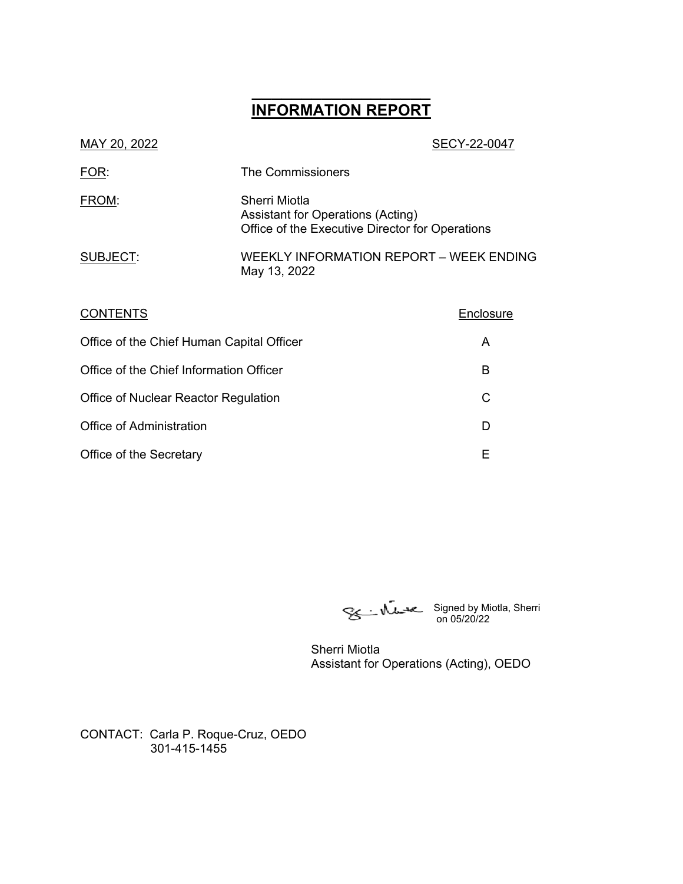# INFORMATION REPORT

MAY 20, 2022 SECY-22-0047

FOR: The Commissioners

FROM: Sherri Miotla
Assistant for Operations (Acting)
Office of the Executive Director for Operations

SUBJECT: WEEKLY INFORMATION REPORT – WEEK ENDING May 13, 2022

| CONTENTS | Enclosure |
|---|---|
| Office of the Chief Human Capital Officer | A |
| Office of the Chief Information Officer | B |
| Office of Nuclear Reactor Regulation | C |
| Office of Administration | D |
| Office of the Secretary | E |

Signed by Miotla, Sherri on 05/20/22

Sherri Miotla
Assistant for Operations (Acting), OEDO

CONTACT: Carla P. Roque-Cruz, OEDO
301-415-1455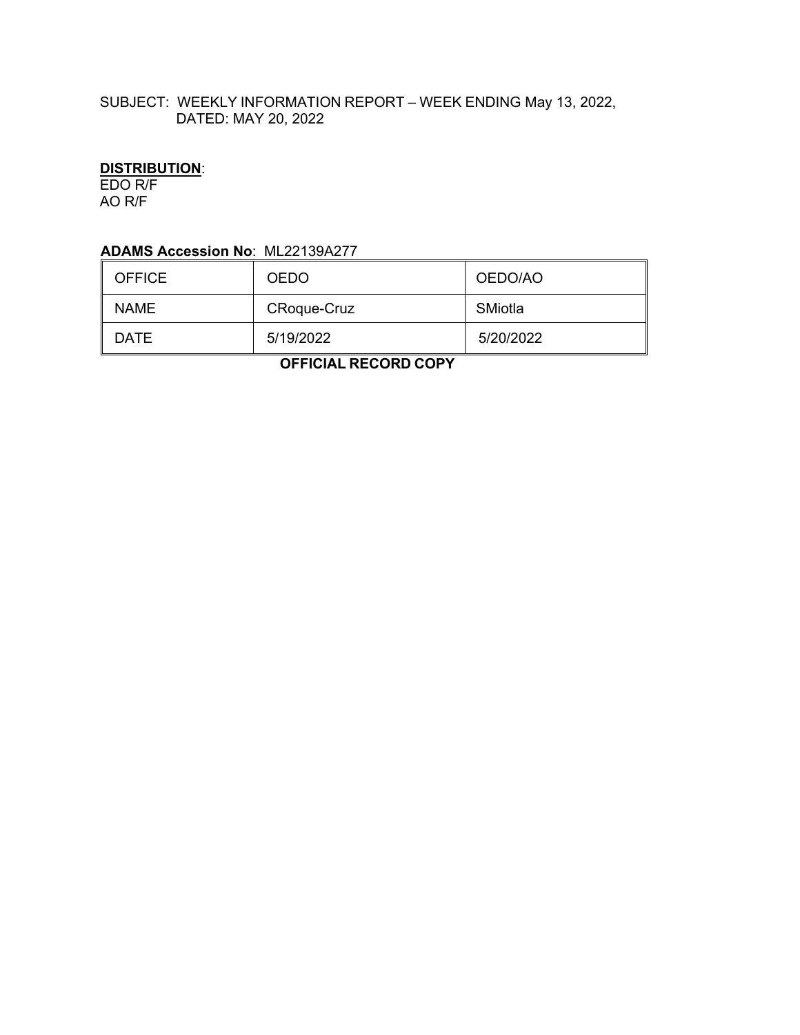SUBJECT: WEEKLY INFORMATION REPORT – WEEK ENDING May 13, 2022, DATED: MAY 20, 2022

**<u>DISTRIBUTION</u>**:
EDO R/F
AO R/F

**ADAMS Accession No**: ML22139A277

| OFFICE | OEDO | OEDO/AO |
|---|---|---|
| NAME | CRoque-Cruz | SMiotla |
| DATE | 5/19/2022 | 5/20/2022 |

**OFFICIAL RECORD COPY**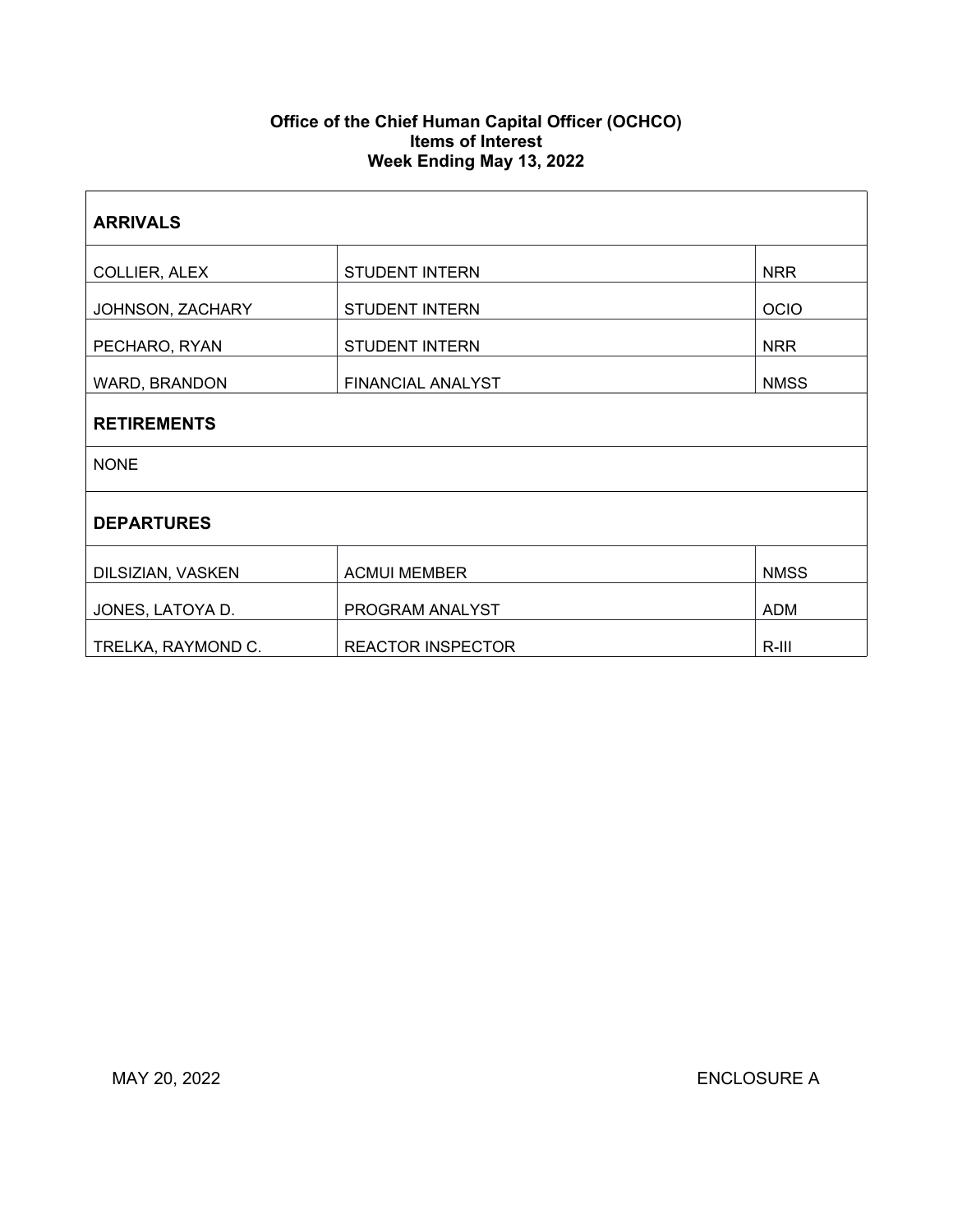**Office of the Chief Human Capital Officer (OCHCO)**
**Items of Interest**
**Week Ending May 13, 2022**

| **ARRIVALS** | | |
|---|---|---|
| COLLIER, ALEX | STUDENT INTERN | NRR |
| JOHNSON, ZACHARY | STUDENT INTERN | OCIO |
| PECHARO, RYAN | STUDENT INTERN | NRR |
| WARD, BRANDON | FINANCIAL ANALYST | NMSS |
| **RETIREMENTS** | | |
| NONE | | |
| **DEPARTURES** | | |
| DILSIZIAN, VASKEN | ACMUI MEMBER | NMSS |
| JONES, LATOYA D. | PROGRAM ANALYST | ADM |
| TRELKA, RAYMOND C. | REACTOR INSPECTOR | R-III |

MAY 20, 2022 ENCLOSURE A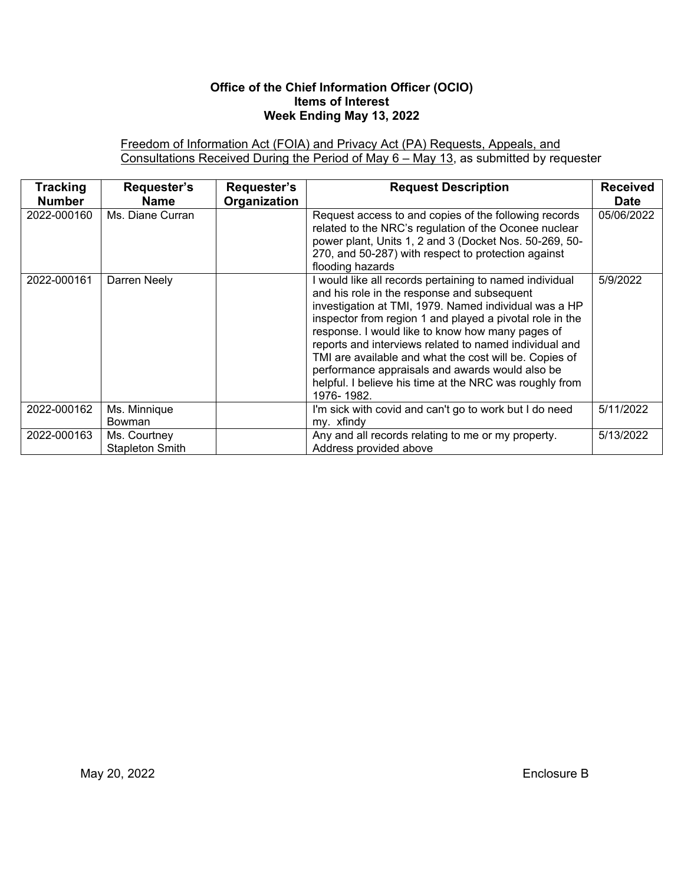**Office of the Chief Information Officer (OCIO)**
**Items of Interest**
**Week Ending May 13, 2022**

Freedom of Information Act (FOIA) and Privacy Act (PA) Requests, Appeals, and Consultations Received During the Period of May 6 – May 13, as submitted by requester

| Tracking Number | Requester's Name | Requester's Organization | Request Description | Received Date |
|---|---|---|---|---|
| 2022-000160 | Ms. Diane Curran | | Request access to and copies of the following records related to the NRC's regulation of the Oconee nuclear power plant, Units 1, 2 and 3 (Docket Nos. 50-269, 50-270, and 50-287) with respect to protection against flooding hazards | 05/06/2022 |
| 2022-000161 | Darren Neely | | I would like all records pertaining to named individual and his role in the response and subsequent investigation at TMI, 1979. Named individual was a HP inspector from region 1 and played a pivotal role in the response. I would like to know how many pages of reports and interviews related to named individual and TMI are available and what the cost will be. Copies of performance appraisals and awards would also be helpful. I believe his time at the NRC was roughly from 1976- 1982. | 5/9/2022 |
| 2022-000162 | Ms. Minnique Bowman | | I'm sick with covid and can't go to work but I do need my. xfindy | 5/11/2022 |
| 2022-000163 | Ms. Courtney Stapleton Smith | | Any and all records relating to me or my property. Address provided above | 5/13/2022 |

May 20, 2022 Enclosure B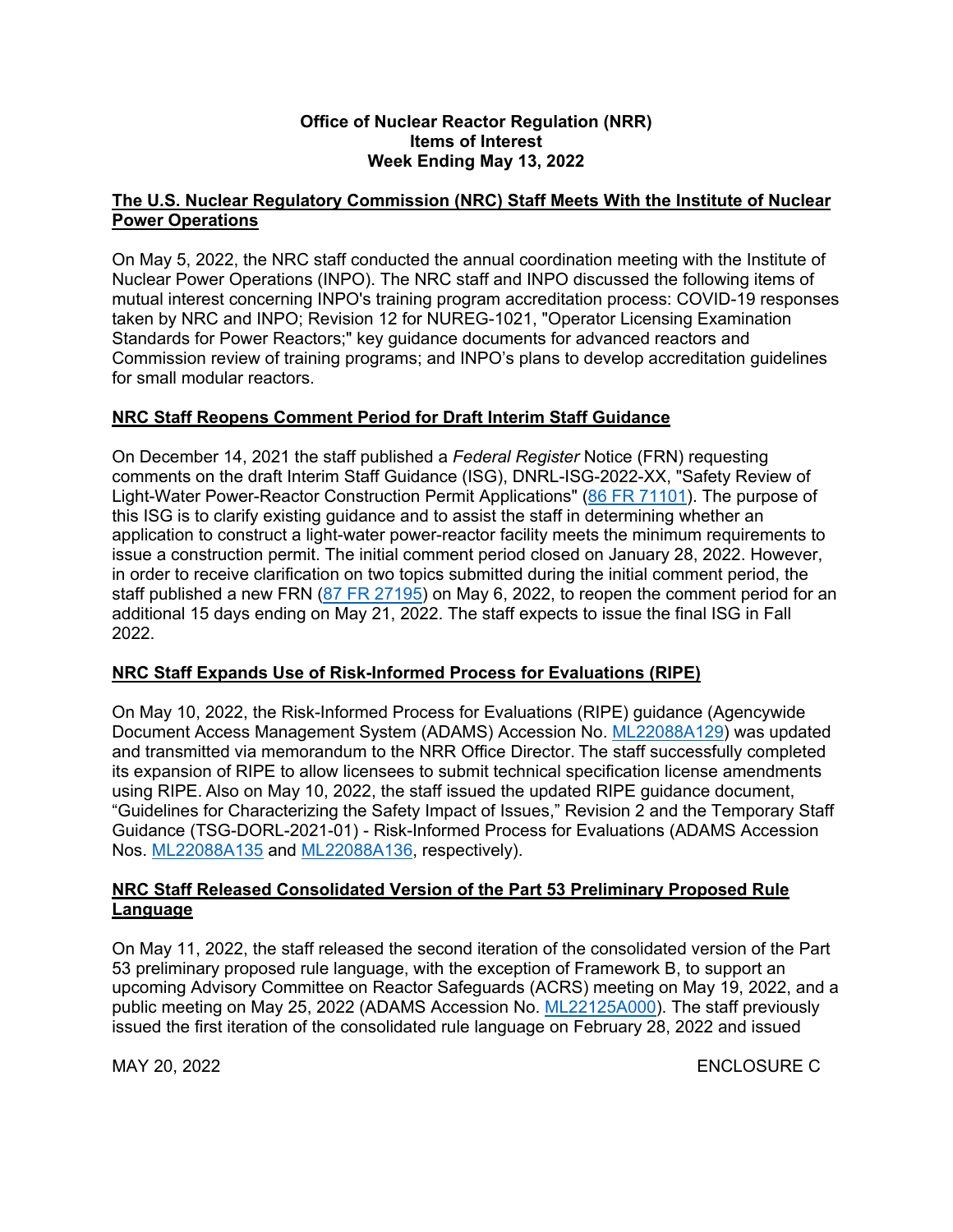**Office of Nuclear Reactor Regulation (NRR)**
**Items of Interest**
**Week Ending May 13, 2022**

## The U.S. Nuclear Regulatory Commission (NRC) Staff Meets With the Institute of Nuclear Power Operations

On May 5, 2022, the NRC staff conducted the annual coordination meeting with the Institute of Nuclear Power Operations (INPO). The NRC staff and INPO discussed the following items of mutual interest concerning INPO's training program accreditation process: COVID-19 responses taken by NRC and INPO; Revision 12 for NUREG-1021, "Operator Licensing Examination Standards for Power Reactors;" key guidance documents for advanced reactors and Commission review of training programs; and INPO's plans to develop accreditation guidelines for small modular reactors.

## NRC Staff Reopens Comment Period for Draft Interim Staff Guidance

On December 14, 2021 the staff published a *Federal Register* Notice (FRN) requesting comments on the draft Interim Staff Guidance (ISG), DNRL-ISG-2022-XX, "Safety Review of Light-Water Power-Reactor Construction Permit Applications" (86 FR 71101). The purpose of this ISG is to clarify existing guidance and to assist the staff in determining whether an application to construct a light-water power-reactor facility meets the minimum requirements to issue a construction permit. The initial comment period closed on January 28, 2022. However, in order to receive clarification on two topics submitted during the initial comment period, the staff published a new FRN (87 FR 27195) on May 6, 2022, to reopen the comment period for an additional 15 days ending on May 21, 2022. The staff expects to issue the final ISG in Fall 2022.

## NRC Staff Expands Use of Risk-Informed Process for Evaluations (RIPE)

On May 10, 2022, the Risk-Informed Process for Evaluations (RIPE) guidance (Agencywide Document Access Management System (ADAMS) Accession No. ML22088A129) was updated and transmitted via memorandum to the NRR Office Director. The staff successfully completed its expansion of RIPE to allow licensees to submit technical specification license amendments using RIPE. Also on May 10, 2022, the staff issued the updated RIPE guidance document, "Guidelines for Characterizing the Safety Impact of Issues," Revision 2 and the Temporary Staff Guidance (TSG-DORL-2021-01) - Risk-Informed Process for Evaluations (ADAMS Accession Nos. ML22088A135 and ML22088A136, respectively).

## NRC Staff Released Consolidated Version of the Part 53 Preliminary Proposed Rule Language

On May 11, 2022, the staff released the second iteration of the consolidated version of the Part 53 preliminary proposed rule language, with the exception of Framework B, to support an upcoming Advisory Committee on Reactor Safeguards (ACRS) meeting on May 19, 2022, and a public meeting on May 25, 2022 (ADAMS Accession No. ML22125A000). The staff previously issued the first iteration of the consolidated rule language on February 28, 2022 and issued

MAY 20, 2022 ENCLOSURE C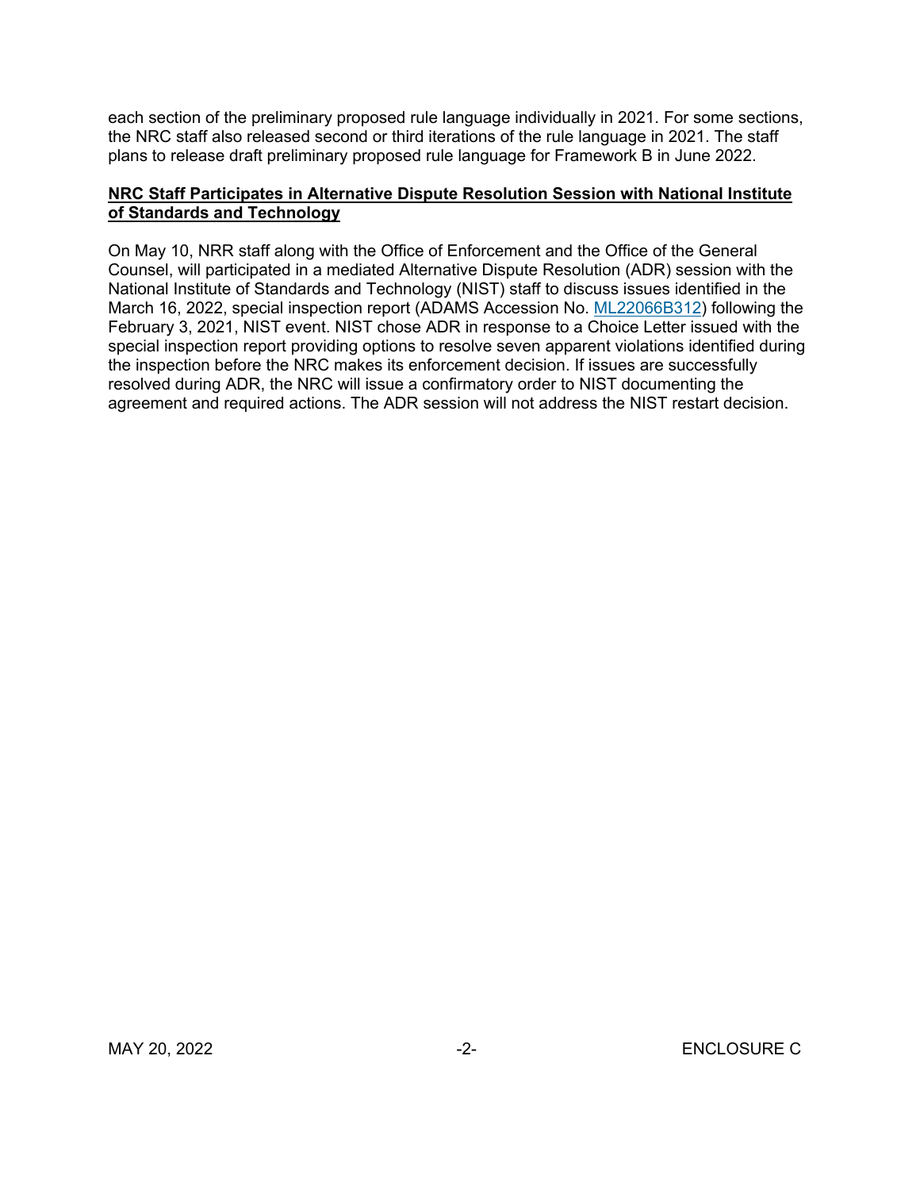each section of the preliminary proposed rule language individually in 2021. For some sections, the NRC staff also released second or third iterations of the rule language in 2021. The staff plans to release draft preliminary proposed rule language for Framework B in June 2022.

**NRC Staff Participates in Alternative Dispute Resolution Session with National Institute of Standards and Technology**

On May 10, NRR staff along with the Office of Enforcement and the Office of the General Counsel, will participated in a mediated Alternative Dispute Resolution (ADR) session with the National Institute of Standards and Technology (NIST) staff to discuss issues identified in the March 16, 2022, special inspection report (ADAMS Accession No. ML22066B312) following the February 3, 2021, NIST event. NIST chose ADR in response to a Choice Letter issued with the special inspection report providing options to resolve seven apparent violations identified during the inspection before the NRC makes its enforcement decision. If issues are successfully resolved during ADR, the NRC will issue a confirmatory order to NIST documenting the agreement and required actions. The ADR session will not address the NIST restart decision.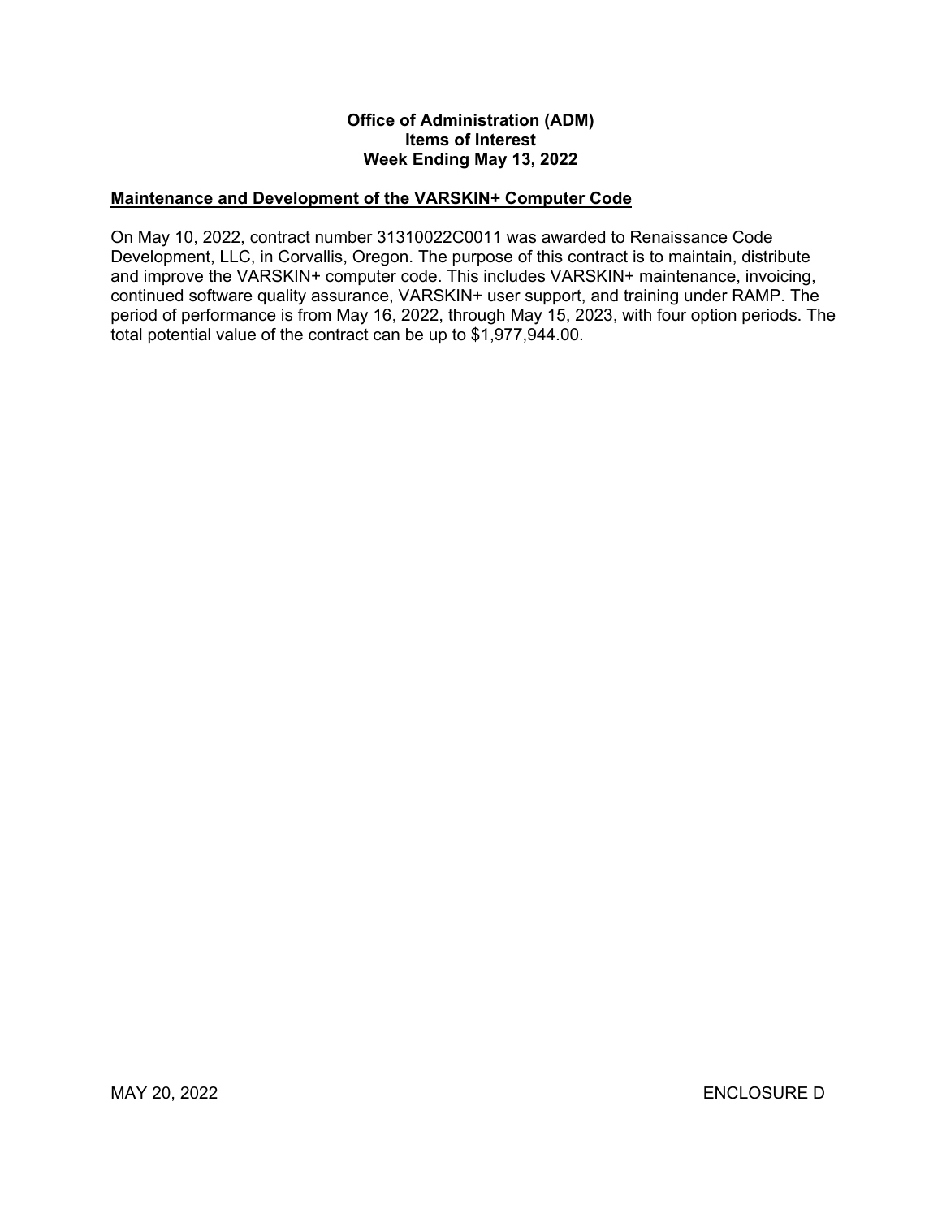**Office of Administration (ADM)**
**Items of Interest**
**Week Ending May 13, 2022**

## Maintenance and Development of the VARSKIN+ Computer Code

On May 10, 2022, contract number 31310022C0011 was awarded to Renaissance Code Development, LLC, in Corvallis, Oregon. The purpose of this contract is to maintain, distribute and improve the VARSKIN+ computer code. This includes VARSKIN+ maintenance, invoicing, continued software quality assurance, VARSKIN+ user support, and training under RAMP. The period of performance is from May 16, 2022, through May 15, 2023, with four option periods. The total potential value of the contract can be up to $1,977,944.00.

MAY 20, 2022 ENCLOSURE D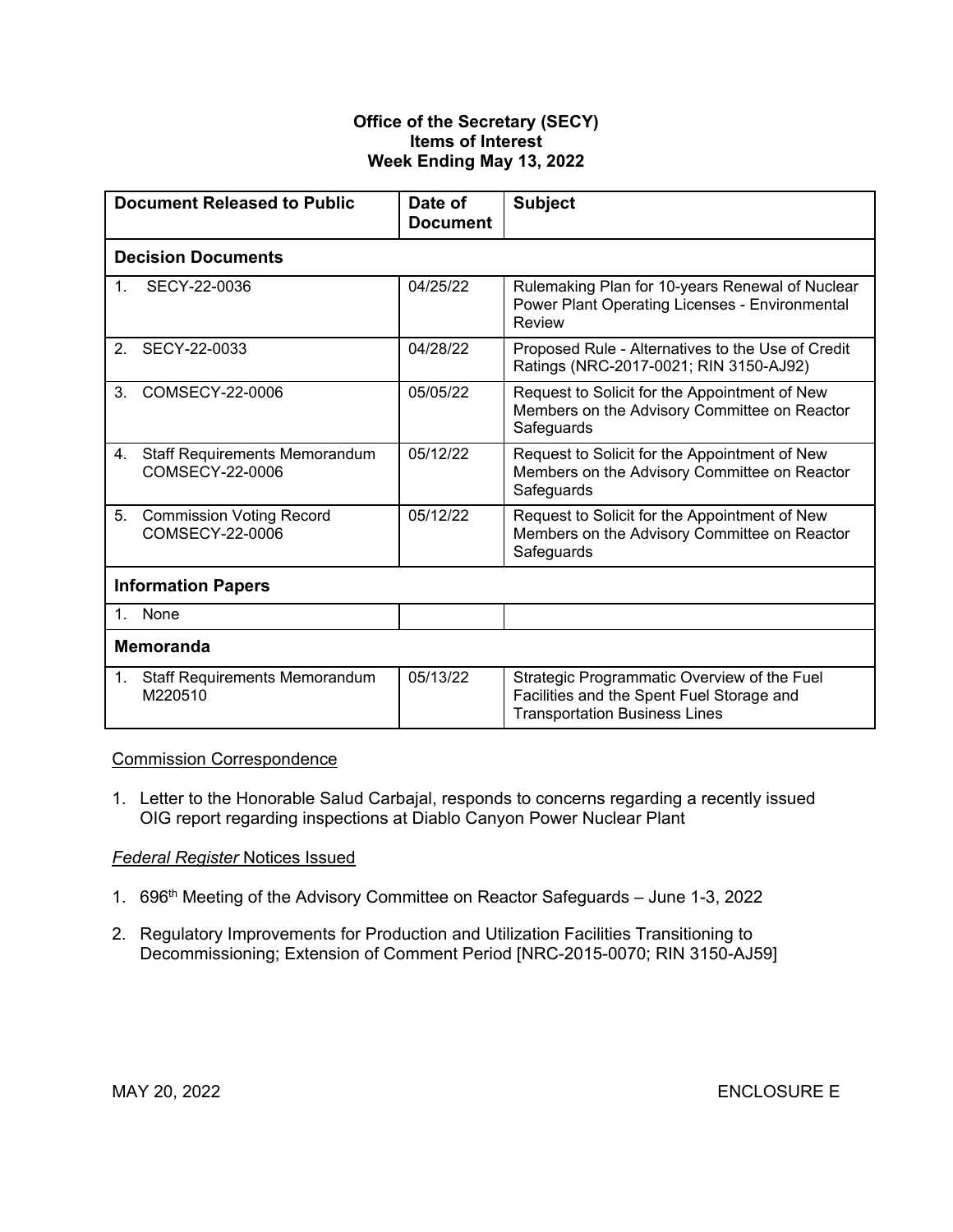**Office of the Secretary (SECY)**
**Items of Interest**
**Week Ending May 13, 2022**

| Document Released to Public | Date of Document | Subject |
|---|---|---|
| **Decision Documents** | | |
| 1. SECY-22-0036 | 04/25/22 | Rulemaking Plan for 10-years Renewal of Nuclear Power Plant Operating Licenses - Environmental Review |
| 2. SECY-22-0033 | 04/28/22 | Proposed Rule - Alternatives to the Use of Credit Ratings (NRC-2017-0021; RIN 3150-AJ92) |
| 3. COMSECY-22-0006 | 05/05/22 | Request to Solicit for the Appointment of New Members on the Advisory Committee on Reactor Safeguards |
| 4. Staff Requirements Memorandum COMSECY-22-0006 | 05/12/22 | Request to Solicit for the Appointment of New Members on the Advisory Committee on Reactor Safeguards |
| 5. Commission Voting Record COMSECY-22-0006 | 05/12/22 | Request to Solicit for the Appointment of New Members on the Advisory Committee on Reactor Safeguards |
| **Information Papers** | | |
| 1. None | | |
| **Memoranda** | | |
| 1. Staff Requirements Memorandum M220510 | 05/13/22 | Strategic Programmatic Overview of the Fuel Facilities and the Spent Fuel Storage and Transportation Business Lines |

Commission Correspondence

1. Letter to the Honorable Salud Carbajal, responds to concerns regarding a recently issued OIG report regarding inspections at Diablo Canyon Power Nuclear Plant

*Federal Register* Notices Issued

1. 696th Meeting of the Advisory Committee on Reactor Safeguards – June 1-3, 2022

2. Regulatory Improvements for Production and Utilization Facilities Transitioning to Decommissioning; Extension of Comment Period [NRC-2015-0070; RIN 3150-AJ59]

MAY 20, 2022 ENCLOSURE E